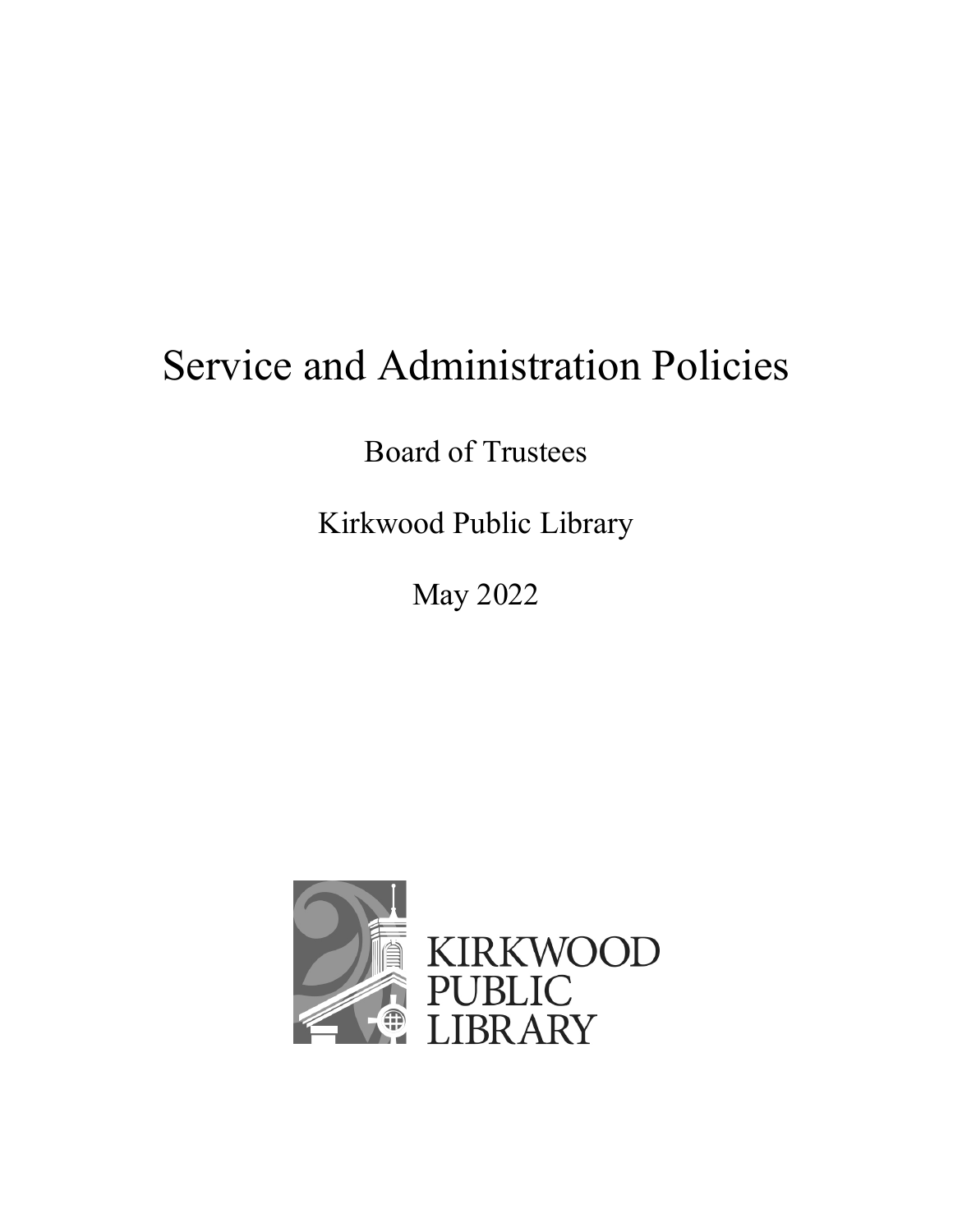# Service and Administration Policies

Board of Trustees

Kirkwood Public Library

May 2022

KIRKWOOD PUBLIC LIBRARY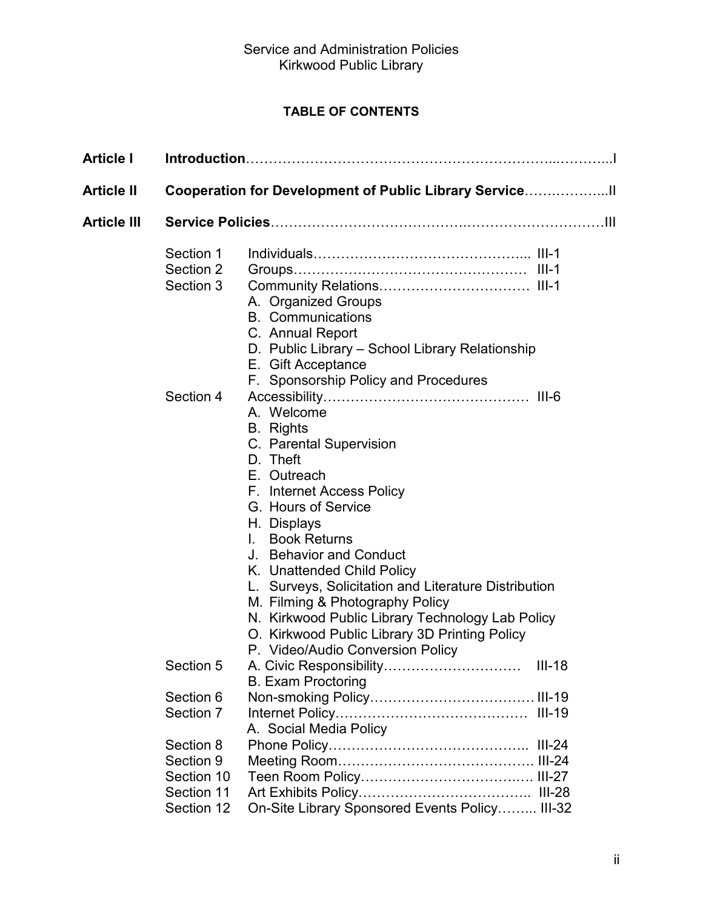Service and Administration Policies
Kirkwood Public Library

## TABLE OF CONTENTS

**Article I** **Introduction**……………………………………………………………...………...I

**Article II** **Cooperation for Development of Public Library Service**……….…………...II

**Article III** **Service Policies**………………….……………….……………………………….III

- Section 1 Individuals……………………………………….... III-1
- Section 2 Groups………….……………………………… III-1
- Section 3 Community Relations…………………………… III-1
  - A. Organized Groups
  - B. Communications
  - C. Annual Report
  - D. Public Library – School Library Relationship
  - E. Gift Acceptance
  - F. Sponsorship Policy and Procedures
- Section 4 Accessibility………………………….…………… III-6
  - A. Welcome
  - B. Rights
  - C. Parental Supervision
  - D. Theft
  - E. Outreach
  - F. Internet Access Policy
  - G. Hours of Service
  - H. Displays
  - I. Book Returns
  - J. Behavior and Conduct
  - K. Unattended Child Policy
  - L. Surveys, Solicitation and Literature Distribution
  - M. Filming & Photography Policy
  - N. Kirkwood Public Library Technology Lab Policy
  - O. Kirkwood Public Library 3D Printing Policy
  - P. Video/Audio Conversion Policy
- Section 5 A. Civic Responsibility………………………… III-18
  - B. Exam Proctoring
- Section 6 Non-smoking Policy……………………………… III-19
- Section 7 Internet Policy…………………………………… III-19
  - A. Social Media Policy
- Section 8 Phone Policy…………………………………….. III-24
- Section 9 Meeting Room……………………………………. III-24
- Section 10 Teen Room Policy……………………………….… III-27
- Section 11 Art Exhibits Policy……………………………….. III-28
- Section 12 On-Site Library Sponsored Events Policy……... III-32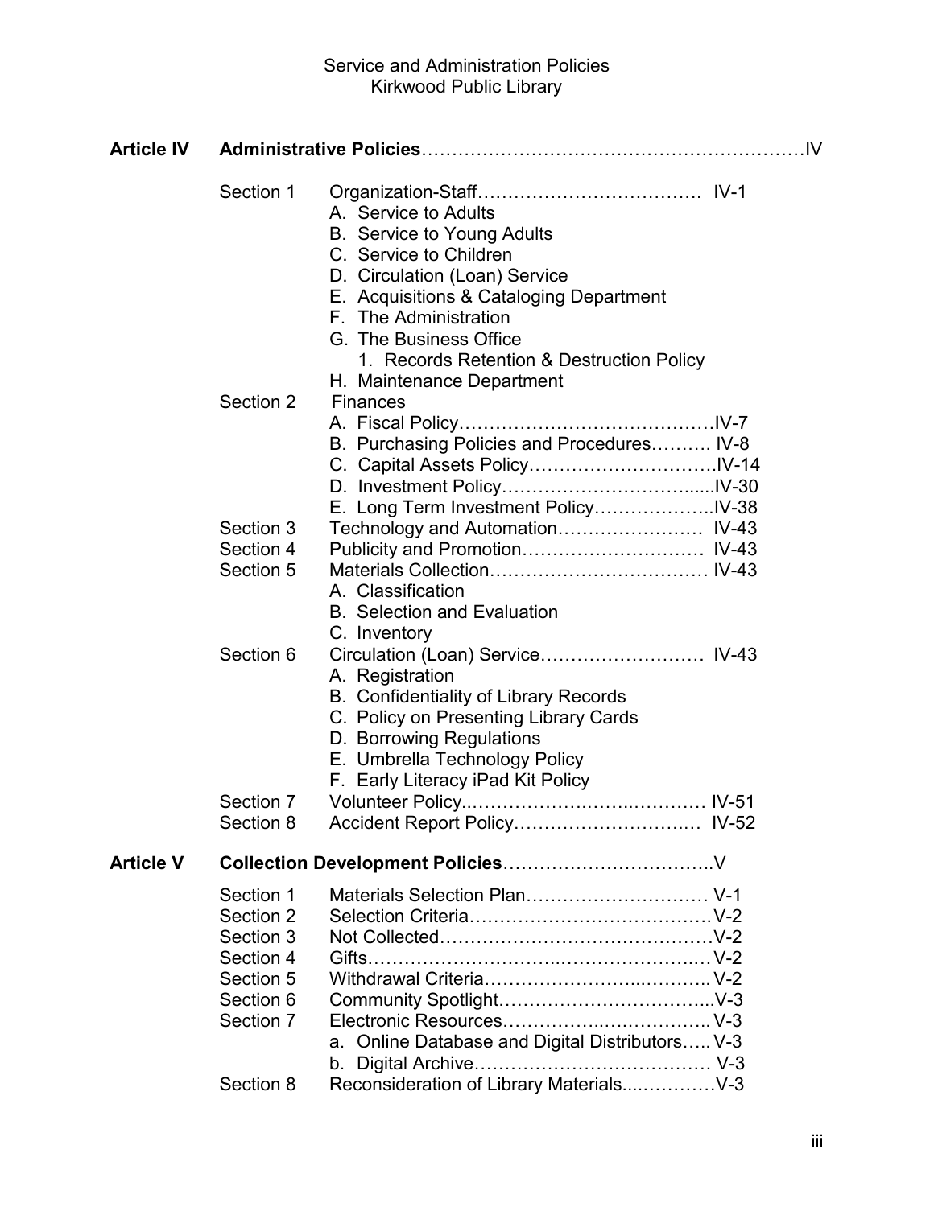Service and Administration Policies
Kirkwood Public Library

**Article IV** **Administrative Policies**……………………………………………………IV

- Section 1 Organization-Staff……………………………… IV-1
  - A. Service to Adults
  - B. Service to Young Adults
  - C. Service to Children
  - D. Circulation (Loan) Service
  - E. Acquisitions & Cataloging Department
  - F. The Administration
  - G. The Business Office
    - 1. Records Retention & Destruction Policy
  - H. Maintenance Department
- Section 2 Finances
  - A. Fiscal Policy……………………………………IV-7
  - B. Purchasing Policies and Procedures………. IV-8
  - C. Capital Assets Policy…………………………IV-14
  - D. Investment Policy…………………………......IV-30
  - E. Long Term Investment Policy………………..IV-38
- Section 3 Technology and Automation…………………… IV-43
- Section 4 Publicity and Promotion………………………… IV-43
- Section 5 Materials Collection……………………………… IV-43
  - A. Classification
  - B. Selection and Evaluation
  - C. Inventory
- Section 6 Circulation (Loan) Service……………………… IV-43
  - A. Registration
  - B. Confidentiality of Library Records
  - C. Policy on Presenting Library Cards
  - D. Borrowing Regulations
  - E. Umbrella Technology Policy
  - F. Early Literacy iPad Kit Policy
- Section 7 Volunteer Policy..…………………….……..………. IV-51
- Section 8 Accident Report Policy…………………………. IV-52

**Article V** **Collection Development Policies**……………………………..V

- Section 1 Materials Selection Plan………………………… V-1
- Section 2 Selection Criteria…………………………………V-2
- Section 3 Not Collected………………………….……………V-2
- Section 4 Gifts…………………………..……………………V-2
- Section 5 Withdrawal Criteria…………………...………..V-2
- Section 6 Community Spotlight……………………………..V-3
- Section 7 Electronic Resources……………..….…………..V-3
  - a. Online Database and Digital Distributors…..V-3
  - b. Digital Archive………………………………… V-3
- Section 8 Reconsideration of Library Materials....…………V-3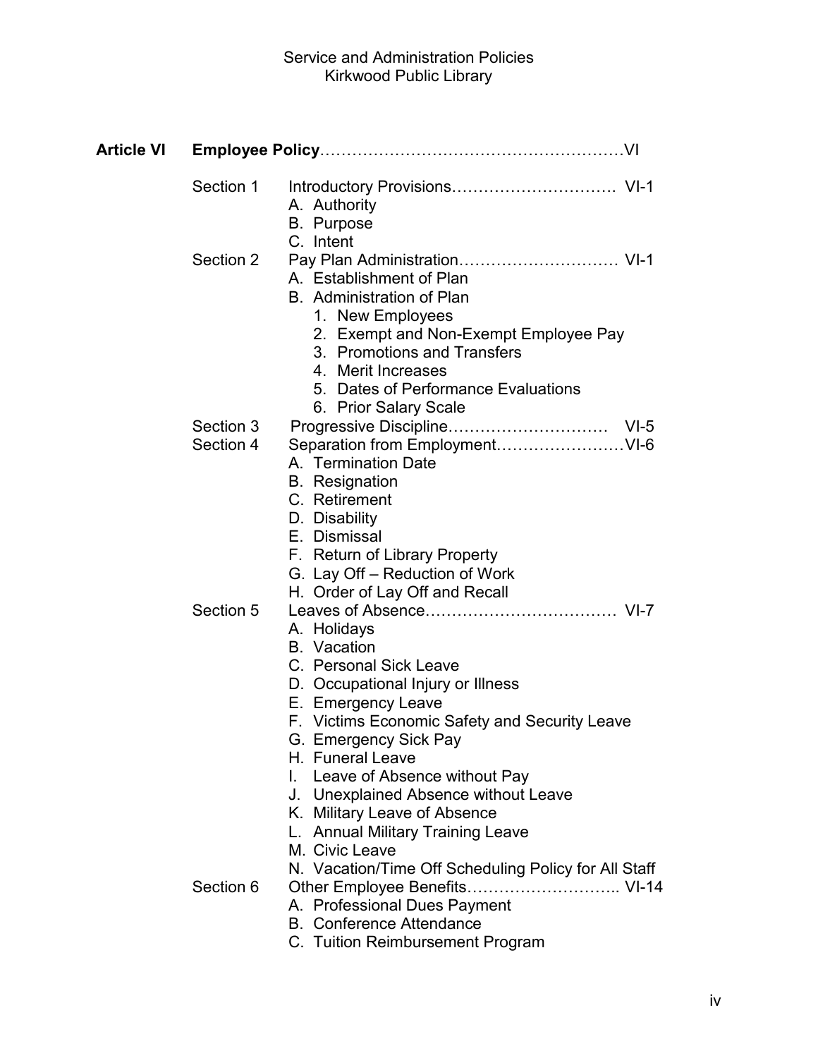**Article VI Employee Policy**……………………………………………VI

Section 1 Introductory Provisions…………………………. VI-1

- A. Authority
- B. Purpose
- C. Intent

Section 2 Pay Plan Administration………………………… VI-1

- A. Establishment of Plan
- B. Administration of Plan
  1. New Employees
  2. Exempt and Non-Exempt Employee Pay
  3. Promotions and Transfers
  4. Merit Increases
  5. Dates of Performance Evaluations
  6. Prior Salary Scale

Section 3 Progressive Discipline………………………… VI-5

Section 4 Separation from Employment……………………VI-6

- A. Termination Date
- B. Resignation
- C. Retirement
- D. Disability
- E. Dismissal
- F. Return of Library Property
- G. Lay Off – Reduction of Work
- H. Order of Lay Off and Recall

Section 5 Leaves of Absence……………………………… VI-7

- A. Holidays
- B. Vacation
- C. Personal Sick Leave
- D. Occupational Injury or Illness
- E. Emergency Leave
- F. Victims Economic Safety and Security Leave
- G. Emergency Sick Pay
- H. Funeral Leave
- I. Leave of Absence without Pay
- J. Unexplained Absence without Leave
- K. Military Leave of Absence
- L. Annual Military Training Leave
- M. Civic Leave
- N. Vacation/Time Off Scheduling Policy for All Staff

Section 6 Other Employee Benefits……………………….. VI-14

- A. Professional Dues Payment
- B. Conference Attendance
- C. Tuition Reimbursement Program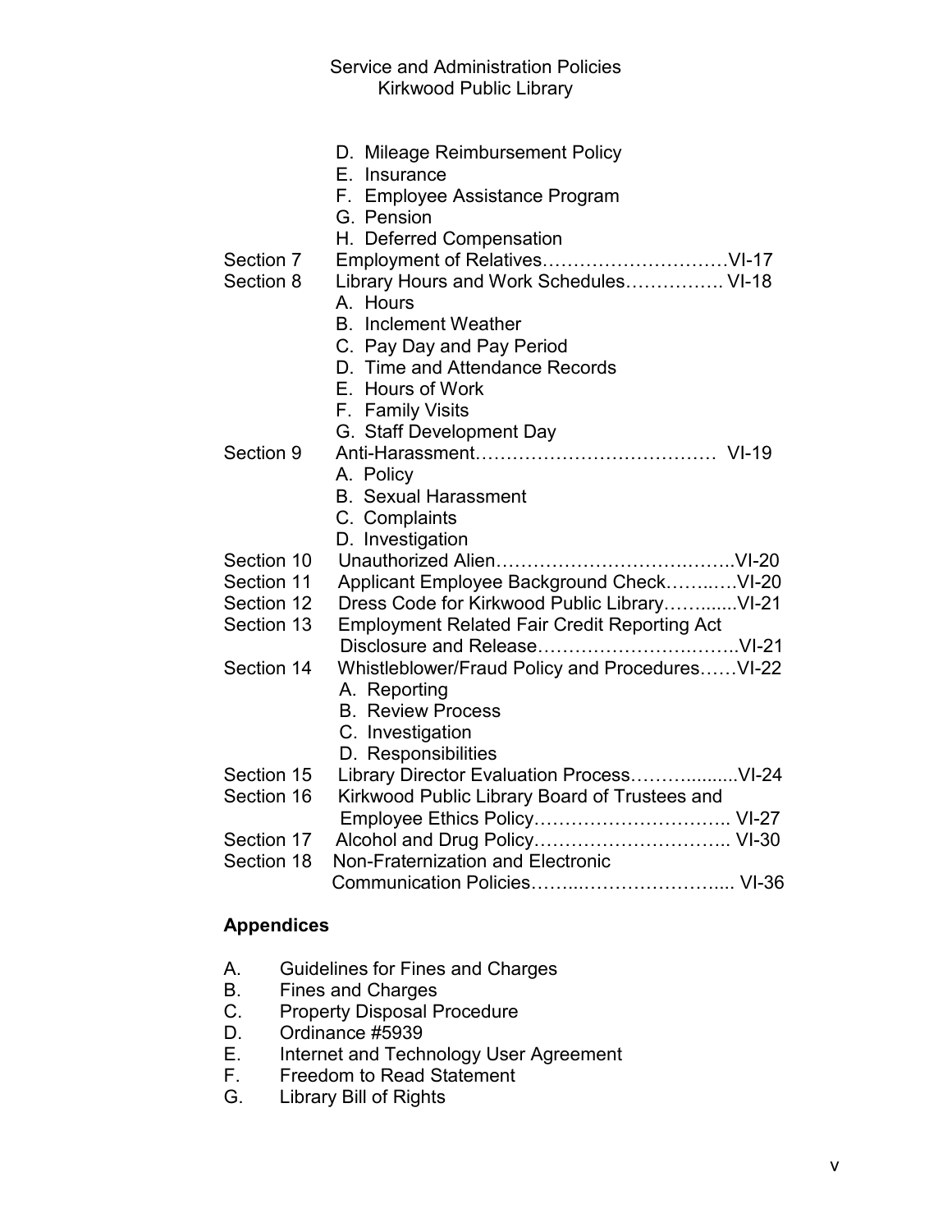D. Mileage Reimbursement Policy
E. Insurance
F. Employee Assistance Program
G. Pension
H. Deferred Compensation

Section 7 Employment of Relatives………………………….VI-17

Section 8 Library Hours and Work Schedules……………. VI-18
A. Hours
B. Inclement Weather
C. Pay Day and Pay Period
D. Time and Attendance Records
E. Hours of Work
F. Family Visits
G. Staff Development Day

Section 9 Anti-Harassment………………………………… VI-19
A. Policy
B. Sexual Harassment
C. Complaints
D. Investigation

Section 10 Unauthorized Alien………………………….……..VI-20

Section 11 Applicant Employee Background Check……..….VI-20

Section 12 Dress Code for Kirkwood Public Library……........VI-21

Section 13 Employment Related Fair Credit Reporting Act Disclosure and Release……………………..…….VI-21

Section 14 Whistleblower/Fraud Policy and Procedures……VI-22
A. Reporting
B. Review Process
C. Investigation
D. Responsibilities

Section 15 Library Director Evaluation Process……….........VI-24

Section 16 Kirkwood Public Library Board of Trustees and Employee Ethics Policy………………………….. VI-27

Section 17 Alcohol and Drug Policy………………………….. VI-30

Section 18 Non-Fraternization and Electronic Communication Policies……..…………………..... VI-36

**Appendices**

A. Guidelines for Fines and Charges
B. Fines and Charges
C. Property Disposal Procedure
D. Ordinance #5939
E. Internet and Technology User Agreement
F. Freedom to Read Statement
G. Library Bill of Rights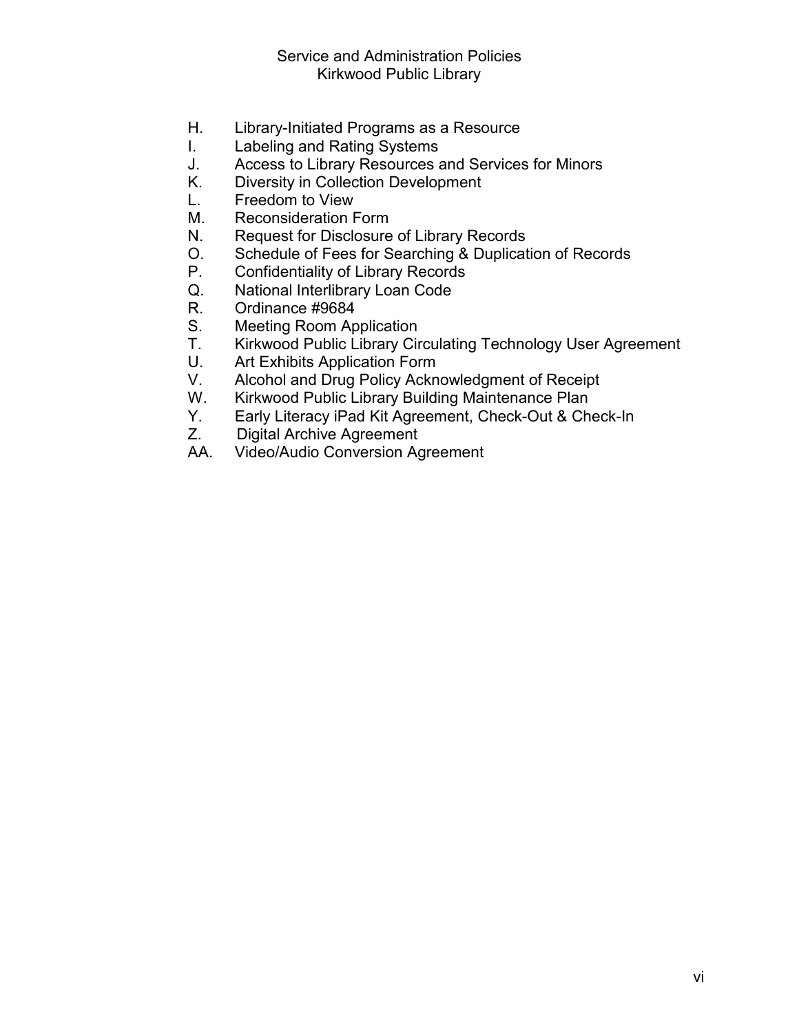H. Library-Initiated Programs as a Resource
I. Labeling and Rating Systems
J. Access to Library Resources and Services for Minors
K. Diversity in Collection Development
L. Freedom to View
M. Reconsideration Form
N. Request for Disclosure of Library Records
O. Schedule of Fees for Searching & Duplication of Records
P. Confidentiality of Library Records
Q. National Interlibrary Loan Code
R. Ordinance #9684
S. Meeting Room Application
T. Kirkwood Public Library Circulating Technology User Agreement
U. Art Exhibits Application Form
V. Alcohol and Drug Policy Acknowledgment of Receipt
W. Kirkwood Public Library Building Maintenance Plan
Y. Early Literacy iPad Kit Agreement, Check-Out & Check-In
Z. Digital Archive Agreement
AA. Video/Audio Conversion Agreement